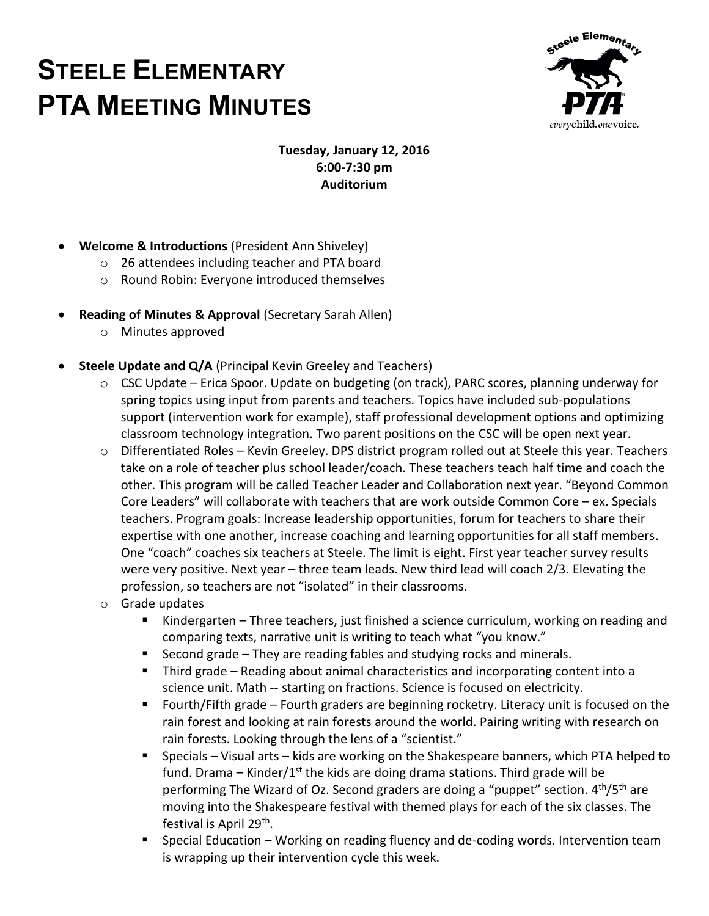# Steele Elementary PTA Meeting Minutes

**Tuesday, January 12, 2016**
**6:00-7:30 pm**
**Auditorium**

- **Welcome & Introductions** (President Ann Shiveley)
  - 26 attendees including teacher and PTA board
  - Round Robin: Everyone introduced themselves
- **Reading of Minutes & Approval** (Secretary Sarah Allen)
  - Minutes approved
- **Steele Update and Q/A** (Principal Kevin Greeley and Teachers)
  - CSC Update – Erica Spoor. Update on budgeting (on track), PARC scores, planning underway for spring topics using input from parents and teachers. Topics have included sub-populations support (intervention work for example), staff professional development options and optimizing classroom technology integration. Two parent positions on the CSC will be open next year.
  - Differentiated Roles – Kevin Greeley. DPS district program rolled out at Steele this year. Teachers take on a role of teacher plus school leader/coach. These teachers teach half time and coach the other. This program will be called Teacher Leader and Collaboration next year. "Beyond Common Core Leaders" will collaborate with teachers that are work outside Common Core – ex. Specials teachers. Program goals: Increase leadership opportunities, forum for teachers to share their expertise with one another, increase coaching and learning opportunities for all staff members. One "coach" coaches six teachers at Steele. The limit is eight. First year teacher survey results were very positive. Next year – three team leads. New third lead will coach 2/3. Elevating the profession, so teachers are not "isolated" in their classrooms.
  - Grade updates
    - Kindergarten – Three teachers, just finished a science curriculum, working on reading and comparing texts, narrative unit is writing to teach what "you know."
    - Second grade – They are reading fables and studying rocks and minerals.
    - Third grade – Reading about animal characteristics and incorporating content into a science unit. Math -- starting on fractions. Science is focused on electricity.
    - Fourth/Fifth grade – Fourth graders are beginning rocketry. Literacy unit is focused on the rain forest and looking at rain forests around the world. Pairing writing with research on rain forests. Looking through the lens of a "scientist."
    - Specials – Visual arts – kids are working on the Shakespeare banners, which PTA helped to fund. Drama – Kinder/1st the kids are doing drama stations. Third grade will be performing The Wizard of Oz. Second graders are doing a "puppet" section. 4th/5th are moving into the Shakespeare festival with themed plays for each of the six classes. The festival is April 29th.
    - Special Education – Working on reading fluency and de-coding words. Intervention team is wrapping up their intervention cycle this week.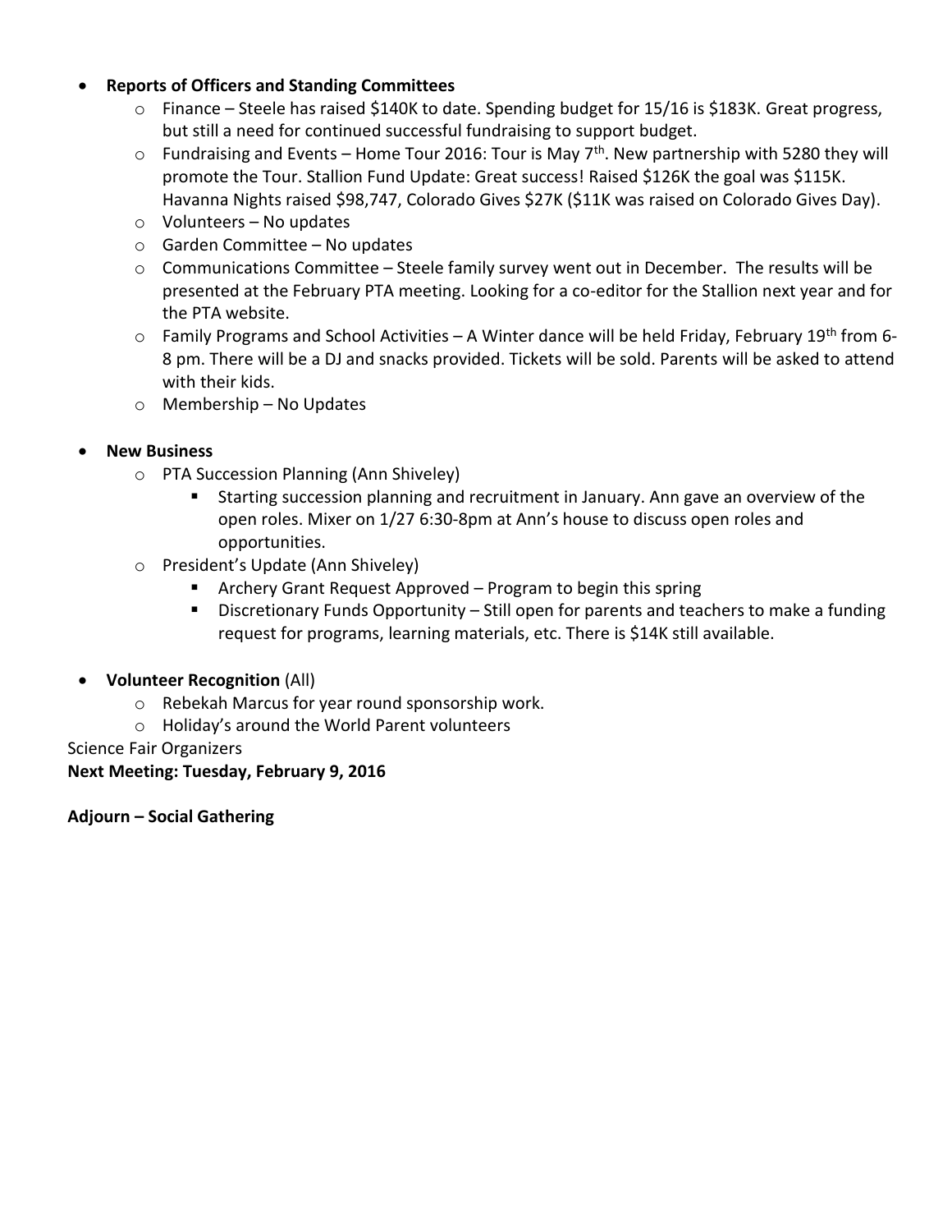- **Reports of Officers and Standing Committees**
  - Finance – Steele has raised $140K to date. Spending budget for 15/16 is $183K. Great progress, but still a need for continued successful fundraising to support budget.
  - Fundraising and Events – Home Tour 2016: Tour is May 7th. New partnership with 5280 they will promote the Tour. Stallion Fund Update: Great success! Raised $126K the goal was $115K. Havanna Nights raised $98,747, Colorado Gives $27K ($11K was raised on Colorado Gives Day).
  - Volunteers – No updates
  - Garden Committee – No updates
  - Communications Committee – Steele family survey went out in December. The results will be presented at the February PTA meeting. Looking for a co-editor for the Stallion next year and for the PTA website.
  - Family Programs and School Activities – A Winter dance will be held Friday, February 19th from 6-8 pm. There will be a DJ and snacks provided. Tickets will be sold. Parents will be asked to attend with their kids.
  - Membership – No Updates

- **New Business**
  - PTA Succession Planning (Ann Shiveley)
    - Starting succession planning and recruitment in January. Ann gave an overview of the open roles. Mixer on 1/27 6:30-8pm at Ann's house to discuss open roles and opportunities.
  - President's Update (Ann Shiveley)
    - Archery Grant Request Approved – Program to begin this spring
    - Discretionary Funds Opportunity – Still open for parents and teachers to make a funding request for programs, learning materials, etc. There is $14K still available.

- **Volunteer Recognition** (All)
  - Rebekah Marcus for year round sponsorship work.
  - Holiday's around the World Parent volunteers

Science Fair Organizers

**Next Meeting: Tuesday, February 9, 2016**

**Adjourn – Social Gathering**